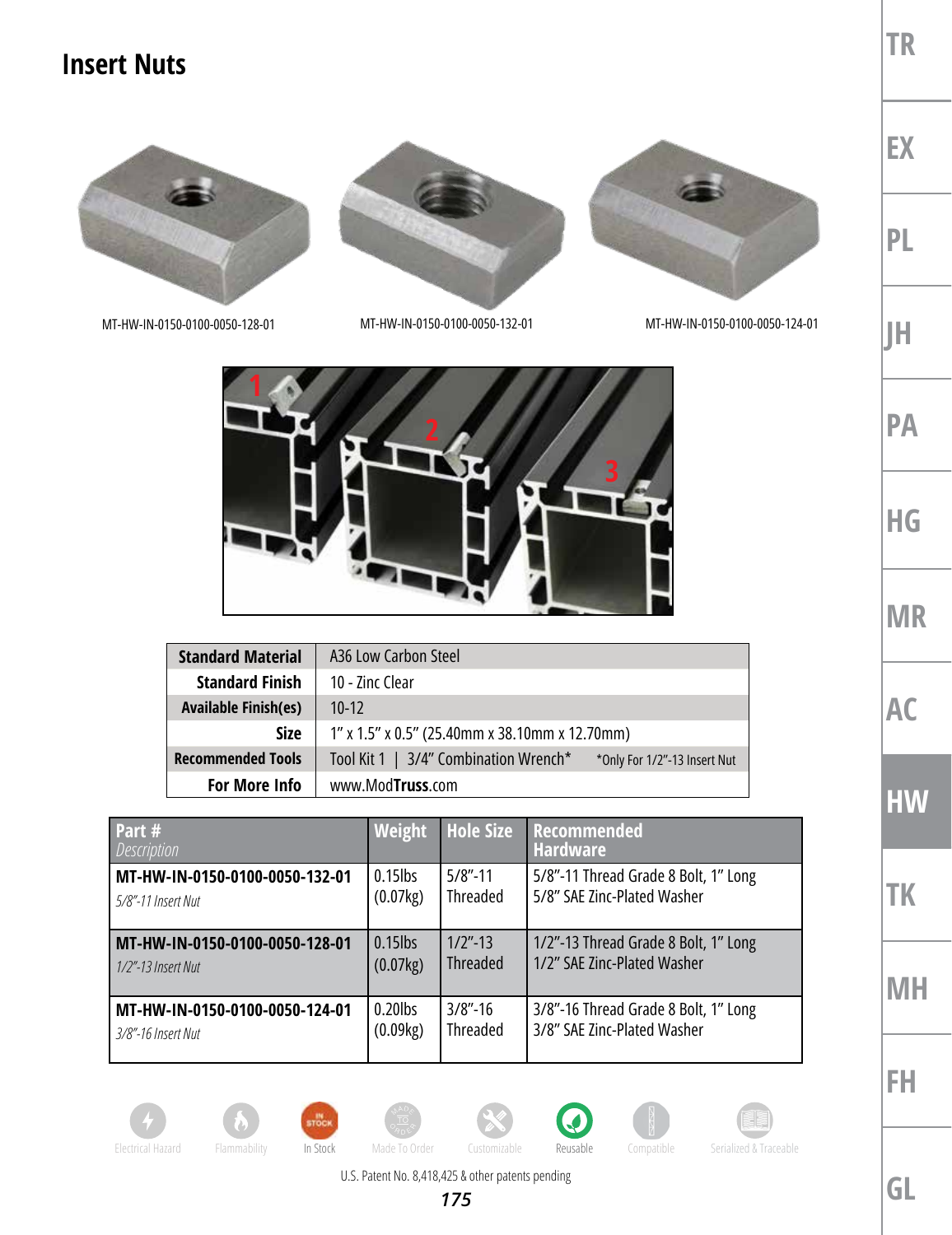# Insert Nuts

MT-HW-IN-0150-0100-0050-128-01

MT-HW-IN-0150-0100-0050-132-01

MT-HW-IN-0150-0100-0050-124-01

| Standard Material | A36 Low Carbon Steel |
|---|---|
| Standard Finish | 10 - Zinc Clear |
| Available Finish(es) | 10-12 |
| Size | 1" x 1.5" x 0.5" (25.40mm x 38.10mm x 12.70mm) |
| Recommended Tools | Tool Kit 1 \| 3/4" Combination Wrench* *Only For 1/2"-13 Insert Nut |
| For More Info | www.ModTruss.com |

| Part # *Description* | Weight | Hole Size | Recommended Hardware |
|---|---|---|---|
| **MT-HW-IN-0150-0100-0050-132-01** *5/8"-11 Insert Nut* | 0.15lbs (0.07kg) | 5/8"-11 Threaded | 5/8"-11 Thread Grade 8 Bolt, 1" Long 5/8" SAE Zinc-Plated Washer |
| **MT-HW-IN-0150-0100-0050-128-01** *1/2"-13 Insert Nut* | 0.15lbs (0.07kg) | 1/2"-13 Threaded | 1/2"-13 Thread Grade 8 Bolt, 1" Long 1/2" SAE Zinc-Plated Washer |
| **MT-HW-IN-0150-0100-0050-124-01** *3/8"-16 Insert Nut* | 0.20lbs (0.09kg) | 3/8"-16 Threaded | 3/8"-16 Thread Grade 8 Bolt, 1" Long 3/8" SAE Zinc-Plated Washer |

Electrical Hazard | Flammability | In Stock | Made To Order | Customizable | Reusable | Compatible | Serialized & Traceable

U.S. Patent No. 8,418,425 & other patents pending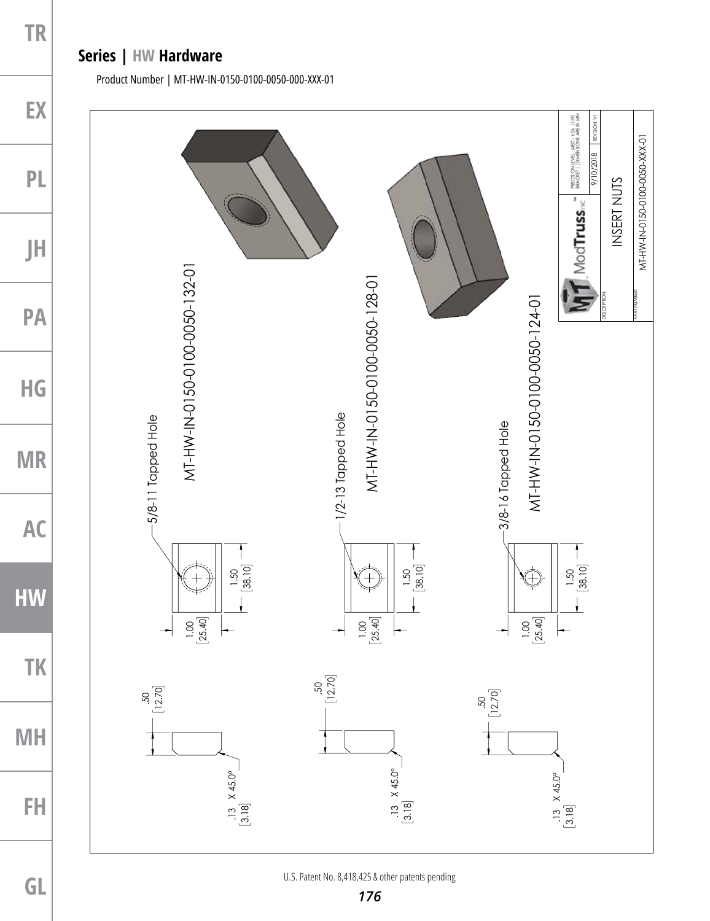## Series | HW Hardware

Product Number | MT-HW-IN-0150-0100-0050-000-XXX-01

5/8-11 Tapped Hole

MT-HW-IN-0150-0100-0050-132-01

1/2-13 Tapped Hole

MT-HW-IN-0150-0100-0050-128-01

3/8-16 Tapped Hole

MT-HW-IN-0150-0100-0050-124-01

1.00 [25.40]

1.50 [38.10]

.50 [12.70]

.13 X 45.0° [3.18]

ModTruss INC

PRECISION LEVEL : MED - ±.06 [1.59]
BRACKET [ ] DIMENSIONS ARE IN MM

9/10/2018

REVISION: V1

DESCRIPTION: INSERT NUTS

PART NUMBER: MT-HW-IN-0150-0100-0050-XXX-01

U.S. Patent No. 8,418,425 & other patents pending